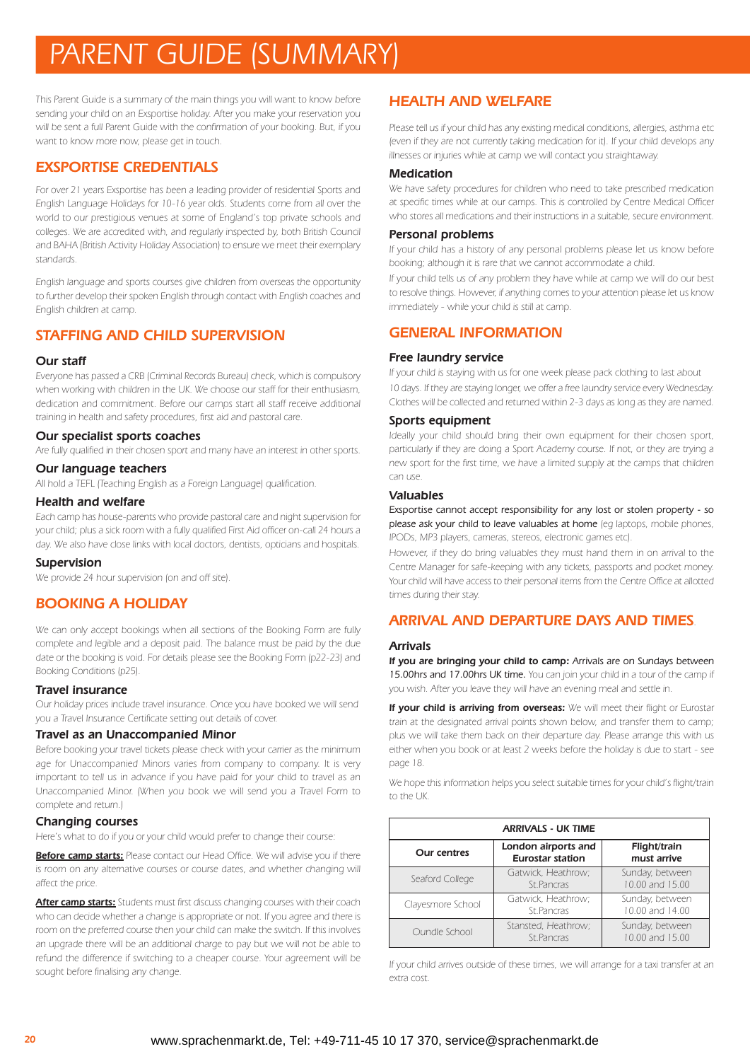# PARENT GUIDE (SUMMARY)

*This Parent Guide is a summary of the main things you will want to know before sending your child on an Exsportise holiday. After you make your reservation you will be sent a full Parent Guide with the confirmation of your booking. But, if you want to know more now, please get in touch.*

## EXSPORTISE CREDENTIALS

*For over 21 years Exsportise has been a leading provider of residential Sports and English Language Holidays for 10-16 year olds. Students come from all over the world to our prestigious venues at some of England's top private schools and colleges. We are accredited with, and regularly inspected by, both British Council and BAHA (British Activity Holiday Association) to ensure we meet their exemplary standards.*

*English language and sports courses give children from overseas the opportunity to further develop their spoken English through contact with English coaches and English children at camp.*

## STAFFING AND CHILD SUPERVISION

### Our staff

*Everyone has passed a CRB (Criminal Records Bureau) check, which is compulsory when working with children in the UK. We choose our staff for their enthusiasm, dedication and commitment. Before our camps start all staff receive additional training in health and safety procedures, first aid and pastoral care.*

### Our specialist sports coaches

*Are fully qualified in their chosen sport and many have an interest in other sports.*

### Our language teachers

*All hold a TEFL (Teaching English as a Foreign Language) qualification.*

### Health and welfare

*Each camp has house-parents who provide pastoral care and night supervision for your child; plus a sick room with a fully qualified First Aid officer on-call 24 hours a day. We also have close links with local doctors, dentists, opticians and hospitals.*

### Supervision

*We provide 24 hour supervision (on and off site).*

## BOOKING A HOLIDAY

*We can only accept bookings when all sections of the Booking Form are fully complete and legible and a deposit paid. The balance must be paid by the due date or the booking is void. For details please see the Booking Form (p22-23) and Booking Conditions (p25).*

### Travel insurance

*Our holiday prices include travel insurance. Once you have booked we will send you a Travel Insurance Certificate setting out details of cover.*

### Travel as an Unaccompanied Minor

*Before booking your travel tickets please check with your carrier as the minimum age for Unaccompanied Minors varies from company to company. It is very important to tell us in advance if you have paid for your child to travel as an Unaccompanied Minor. (When you book we will send you a Travel Form to complete and return.)*

### Changing courses

*Here's what to do if you or your child would prefer to change their course:*

**Before camp starts:** *Please contact our Head Office. We will advise you if there is room on any alternative courses or course dates, and whether changing will affect the price.*

**After camp starts:** *Students must first discuss changing courses with their coach who can decide whether a change is appropriate or not. If you agree and there is room on the preferred course then your child can make the switch. If this involves an upgrade there will be an additional charge to pay but we will not be able to refund the difference if switching to a cheaper course. Your agreement will be sought before finalising any change.*

## HEALTH AND WELFARE

*Please tell us if your child has any existing medical conditions, allergies, asthma etc (even if they are not currently taking medication for it). If your child develops any illnesses or injuries while at camp we will contact you straightaway.*

### Medication

*We have safety procedures for children who need to take prescribed medication at specific times while at our camps. This is controlled by Centre Medical Officer who stores all medications and their instructions in a suitable, secure environment.*

### Personal problems

*If your child has a history of any personal problems please let us know before booking; although it is rare that we cannot accommodate a child.*

*If your child tells us of any problem they have while at camp we will do our best to resolve things. However, if anything comes to your attention please let us know immediately - while your child is still at camp.*

## GENERAL INFORMATION

### Free laundry service

*If your child is staying with us for one week please pack clothing to last about 10 days. If they are staying longer, we offer a free laundry service every Wednesday. Clothes will be collected and returned within 2-3 days as long as they are named.*

### Sports equipment

*Ideally your child should bring their own equipment for their chosen sport, particularly if they are doing a Sport Academy course. If not, or they are trying a new sport for the first time, we have a limited supply at the camps that children can use.*

### Valuables

Exsportise cannot accept responsibility for any lost or stolen property - so please ask your child to leave valuables at home *(eg laptops, mobile phones, IPODs, MP3 players, cameras, stereos, electronic games etc).*

*However, if they do bring valuables they must hand them in on arrival to the Centre Manager for safe-keeping with any tickets, passports and pocket money. Your child will have access to their personal items from the Centre Office at allotted times during their stay.*

## ARRIVAL AND DEPARTURE DAYS AND TIMES

### Arrivals

**If you are bringing your child to camp:** Arrivals are on Sundays between 15.00hrs and 17.00hrs UK time. *You can join your child in a tour of the camp if you wish. After you leave they will have an evening meal and settle in.*

**If your child is arriving from overseas:** *We will meet their flight or Eurostar train at the designated arrival points shown below, and transfer them to camp; plus we will take them back on their departure day. Please arrange this with us either when you book or at least 2 weeks before the holiday is due to start - see page 18.*

*We hope this information helps you select suitable times for your child's flight/train to the UK.*

| *ARRIVALS - UK TIME* | | |
|---|---|---|
| **Our centres** | **London airports and Eurostar station** | **Flight/train must arrive** |
| Seaford College | Gatwick, Heathrow; St.Pancras | Sunday, between 10.00 and 15.00 |
| Clayesmore School | Gatwick, Heathrow; St.Pancras | Sunday, between 10.00 and 14.00 |
| Oundle School | Stansted, Heathrow; St.Pancras | Sunday, between 10.00 and 15.00 |

*If your child arrives outside of these times, we will arrange for a taxi transfer at an extra cost.*

www.sprachenmarkt.de, Tel: +49-711-45 10 17 370, service@sprachenmarkt.de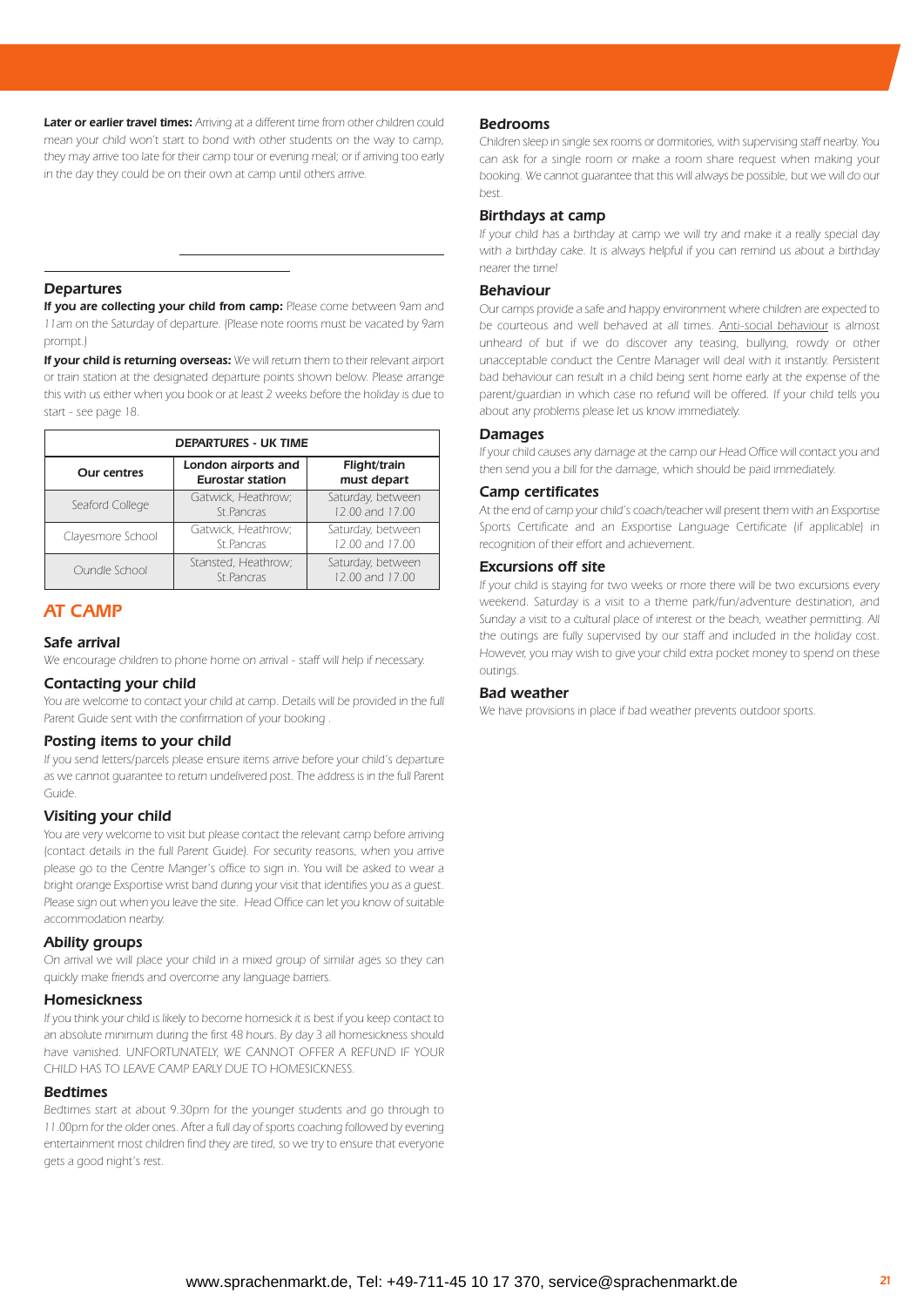**Later or earlier travel times:** *Arriving at a different time from other children could mean your child won't start to bond with other students on the way to camp, they may arrive too late for their camp tour or evening meal; or if arriving too early in the day they could be on their own at camp until others arrive.*

## Departures

**If you are collecting your child from camp:** Please come between 9am and 11am on the Saturday of departure. (Please note rooms must be vacated by 9am prompt.)

**If your child is returning overseas:** We will return them to their relevant airport or train station at the designated departure points shown below. Please arrange this with us either when you book or at least 2 weeks before the holiday is due to start - see page 18.

| DEPARTURES - UK TIME | | |
|---|---|---|
| **Our centres** | **London airports and Eurostar station** | **Flight/train must depart** |
| Seaford College | Gatwick, Heathrow; St.Pancras | Saturday, between 12.00 and 17.00 |
| Clayesmore School | Gatwick, Heathrow; St.Pancras | Saturday, between 12.00 and 17.00 |
| Oundle School | Stansted, Heathrow; St.Pancras | Saturday, between 12.00 and 17.00 |

# AT CAMP

## Safe arrival

We encourage children to phone home on arrival - staff will help if necessary.

## Contacting your child

You are welcome to contact your child at camp. Details will be provided in the full Parent Guide sent with the confirmation of your booking .

## Posting items to your child

If you send letters/parcels please ensure items arrive before your child's departure as we cannot guarantee to return undelivered post. The address is in the full Parent Guide.

## Visiting your child

You are very welcome to visit but please contact the relevant camp before arriving (contact details in the full Parent Guide). For security reasons, when you arrive please go to the Centre Manger's office to sign in. You will be asked to wear a bright orange Exsportise wrist band during your visit that identifies you as a guest. Please sign out when you leave the site. Head Office can let you know of suitable accommodation nearby.

## Ability groups

On arrival we will place your child in a mixed group of similar ages so they can quickly make friends and overcome any language barriers.

## Homesickness

If you think your child is likely to become homesick it is best if you keep contact to an absolute minimum during the first 48 hours. By day 3 all homesickness should have vanished. UNFORTUNATELY, WE CANNOT OFFER A REFUND IF YOUR CHILD HAS TO LEAVE CAMP EARLY DUE TO HOMESICKNESS.

## Bedtimes

Bedtimes start at about 9.30pm for the younger students and go through to 11.00pm for the older ones. After a full day of sports coaching followed by evening entertainment most children find they are tired, so we try to ensure that everyone gets a good night's rest.

## Bedrooms

Children sleep in single sex rooms or dormitories, with supervising staff nearby. You can ask for a single room or make a room share request when making your booking. We cannot guarantee that this will always be possible, but we will do our best.

## Birthdays at camp

If your child has a birthday at camp we will try and make it a really special day with a birthday cake. It is always helpful if you can remind us about a birthday nearer the time!

## Behaviour

Our camps provide a safe and happy environment where children are expected to be courteous and well behaved at all times. Anti-social behaviour is almost unheard of but if we do discover any teasing, bullying, rowdy or other unacceptable conduct the Centre Manager will deal with it instantly. Persistent bad behaviour can result in a child being sent home early at the expense of the parent/guardian in which case no refund will be offered. If your child tells you about any problems please let us know immediately.

## Damages

If your child causes any damage at the camp our Head Office will contact you and then send you a bill for the damage, which should be paid immediately.

## Camp certificates

At the end of camp your child's coach/teacher will present them with an Exsportise Sports Certificate and an Exsportise Language Certificate (if applicable) in recognition of their effort and achievement.

## Excursions off site

If your child is staying for two weeks or more there will be two excursions every weekend. Saturday is a visit to a theme park/fun/adventure destination, and Sunday a visit to a cultural place of interest or the beach, weather permitting. All the outings are fully supervised by our staff and included in the holiday cost. However, you may wish to give your child extra pocket money to spend on these outings.

## Bad weather

We have provisions in place if bad weather prevents outdoor sports.

www.sprachenmarkt.de, Tel: +49-711-45 10 17 370, service@sprachenmarkt.de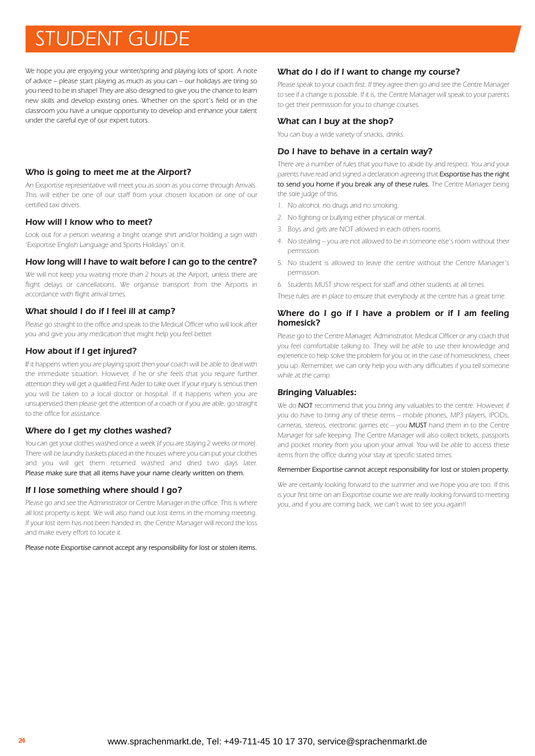# STUDENT GUIDE

We hope you are enjoying your winter/spring and playing lots of sport. A note of advice – please start playing as much as you can – our holidays are tiring so you need to be in shape! They are also designed to give you the chance to learn new skills and develop existing ones. Whether on the sport's field or in the classroom you have a unique opportunity to develop and enhance your talent under the careful eye of our expert tutors.

### Who is going to meet me at the Airport?

An Exsportise representative will meet you as soon as you come through Arrivals. This will either be one of our staff from your chosen location or one of our certified taxi drivers.

### How will I know who to meet?

Look out for a person wearing a bright orange shirt and/or holding a sign with 'Exsportise English Language and Sports Holidays' on it.

### How long will I have to wait before I can go to the centre?

We will not keep you waiting more than 2 hours at the Airport, unless there are flight delays or cancellations. We organise transport from the Airports in accordance with flight arrival times.

### What should I do if I feel ill at camp?

Please go straight to the office and speak to the Medical Officer who will look after you and give you any medication that might help you feel better.

### How about if I get injured?

If it happens when you are playing sport then your coach will be able to deal with the immediate situation. However, if he or she feels that you require further attention they will get a qualified First Aider to take over. If your injury is serious then you will be taken to a local doctor or hospital. If it happens when you are unsupervised then please get the attention of a coach or if you are able, go straight to the office for assistance.

### Where do I get my clothes washed?

You can get your clothes washed once a week (if you are staying 2 weeks or more). There will be laundry baskets placed in the houses where you can put your clothes and you will get them returned washed and dried two days later. Please make sure that all items have your name clearly written on them.

### If I lose something where should I go?

Please go and see the Administrator or Centre Manager in the office. This is where all lost property is kept. We will also hand out lost items in the morning meeting. If your lost item has not been handed in, the Centre Manager will record the loss and make every effort to locate it.

Please note Exsportise cannot accept any responsibility for lost or stolen items.

### What do I do if I want to change my course?

Please speak to your coach first. If they agree then go and see the Centre Manager to see if a change is possible. If it is, the Centre Manager will speak to your parents to get their permission for you to change courses.

### What can I buy at the shop?

You can buy a wide variety of snacks, drinks.

### Do I have to behave in a certain way?

There are a number of rules that you have to abide by and respect. You and your parents have read and signed a declaration agreeing that Exsportise has the right to send you home if you break any of these rules. The Centre Manager being the sole judge of this.

1. No alcohol, no drugs and no smoking.
2. No fighting or bullying either physical or mental.
3. Boys and girls are NOT allowed in each others rooms.
4. No stealing – you are not allowed to be in someone else's room without their permission.
5. No student is allowed to leave the centre without the Centre Manager's permission.
6. Students MUST show respect for staff and other students at all times.

These rules are in place to ensure that everybody at the centre has a great time.

### Where do I go if I have a problem or if I am feeling homesick?

Please go to the Centre Manager, Administrator, Medical Officer or any coach that you feel comfortable talking to. They will be able to use their knowledge and experience to help solve the problem for you or, in the case of homesickness, cheer you up. Remember, we can only help you with any difficulties if you tell someone while at the camp.

### Bringing Valuables:

We do NOT recommend that you bring any valuables to the centre. However, if you do have to bring any of these items – mobile phones, MP3 players, IPODs, cameras, stereos, electronic games etc – you MUST hand them in to the Centre Manager for safe keeping. The Centre Manager will also collect tickets, passports and pocket money from you upon your arrival. You will be able to access these items from the office during your stay at specific stated times.

Remember Exsportise cannot accept responsibility for lost or stolen property.

We are certainly looking forward to the summer and we hope you are too. If this is your first time on an Exsportise course we are really looking forward to meeting you, and if you are coming back, we can't wait to see you again!!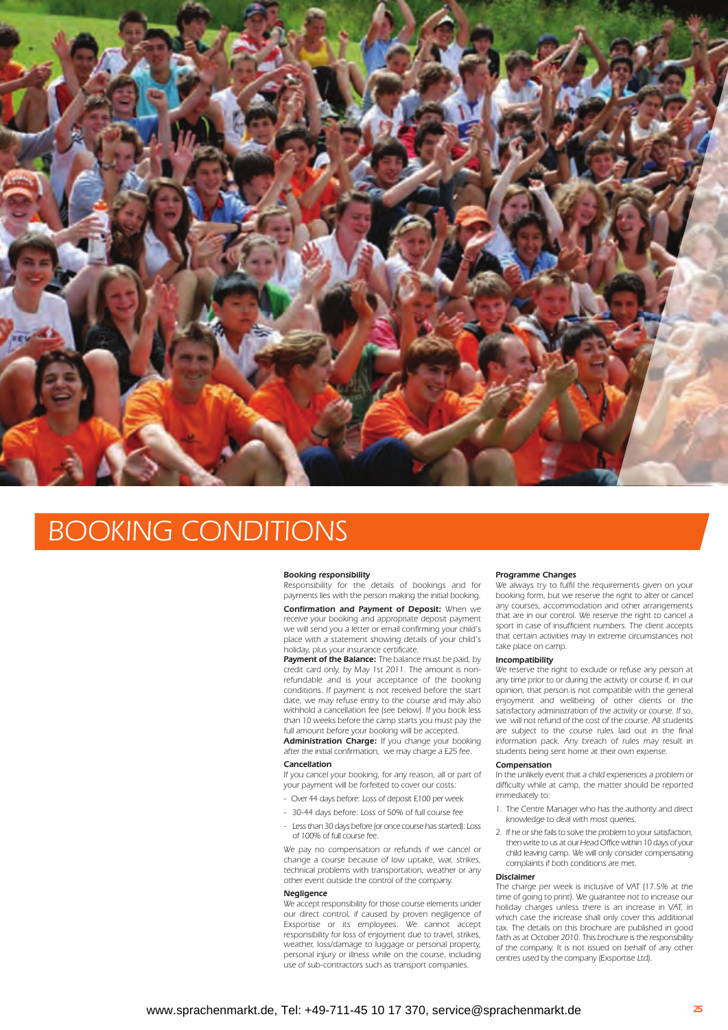# BOOKING CONDITIONS

**Booking responsibility**
Responsibility for the details of bookings and for payments lies with the person making the initial booking.

**Confirmation and Payment of Deposit:** When we receive your booking and appropriate deposit payment we will send you a letter or email confirming your child's place with a statement showing details of your child's holiday, plus your insurance certificate.

**Payment of the Balance:** The balance must be paid, by credit card only, by May 1st 2011. The amount is non-refundable and is your acceptance of the booking conditions. If payment is not received before the start date, we may refuse entry to the course and may also withhold a cancellation fee (see below). If you book less than 10 weeks before the camp starts you must pay the full amount before your booking will be accepted.

**Administration Charge:** If you change your booking after the initial confirmation, we may charge a £25 fee.

**Cancellation**
If you cancel your booking, for any reason, all or part of your payment will be forfeited to cover our costs:

- Over 44 days before: Loss of deposit £100 per week
- 30-44 days before: Loss of 50% of full course fee
- Less than 30 days before (or once course has started): Loss of 100% of full course fee.

We pay no compensation or refunds if we cancel or change a course because of low uptake, war, strikes, technical problems with transportation, weather or any other event outside the control of the company.

**Negligence**
We accept responsibility for those course elements under our direct control, if caused by proven negligence of Exsportise or its employees. We cannot accept responsibility for loss of enjoyment due to travel, strikes, weather, loss/damage to luggage or personal property, personal injury or illness while on the course, including use of sub-contractors such as transport companies.

**Programme Changes**
We always try to fulfil the requirements given on your booking form, but we reserve the right to alter or cancel any courses, accommodation and other arrangements that are in our control. We reserve the right to cancel a sport in case of insufficient numbers. The client accepts that certain activities may in extreme circumstances not take place on camp.

**Incompatibility**
We reserve the right to exclude or refuse any person at any time prior to or during the activity or course if, in our opinion, that person is not compatible with the general enjoyment and wellbeing of other clients or the satisfactory administration of the activity or course. If so, we will not refund of the cost of the course. All students are subject to the course rules laid out in the final information pack. Any breach of rules may result in students being sent home at their own expense.

**Compensation**
In the unlikely event that a child experiences a problem or difficulty while at camp, the matter should be reported immediately to:

1. The Centre Manager who has the authority and direct knowledge to deal with most queries.
2. If he or she fails to solve the problem to your satisfaction, then write to us at our Head Office within 10 days of your child leaving camp. We will only consider compensating complaints if both conditions are met.

**Disclaimer**
The charge per week is inclusive of VAT (17.5% at the time of going to print). We guarantee not to increase our holiday charges unless there is an increase in VAT, in which case the increase shall only cover this additional tax. The details on this brochure are published in good faith as at October 2010. This brochure is the responsibility of the company. It is not issued on behalf of any other centres used by the company (Exsportise Ltd).

www.sprachenmarkt.de, Tel: +49-711-45 10 17 370, service@sprachenmarkt.de